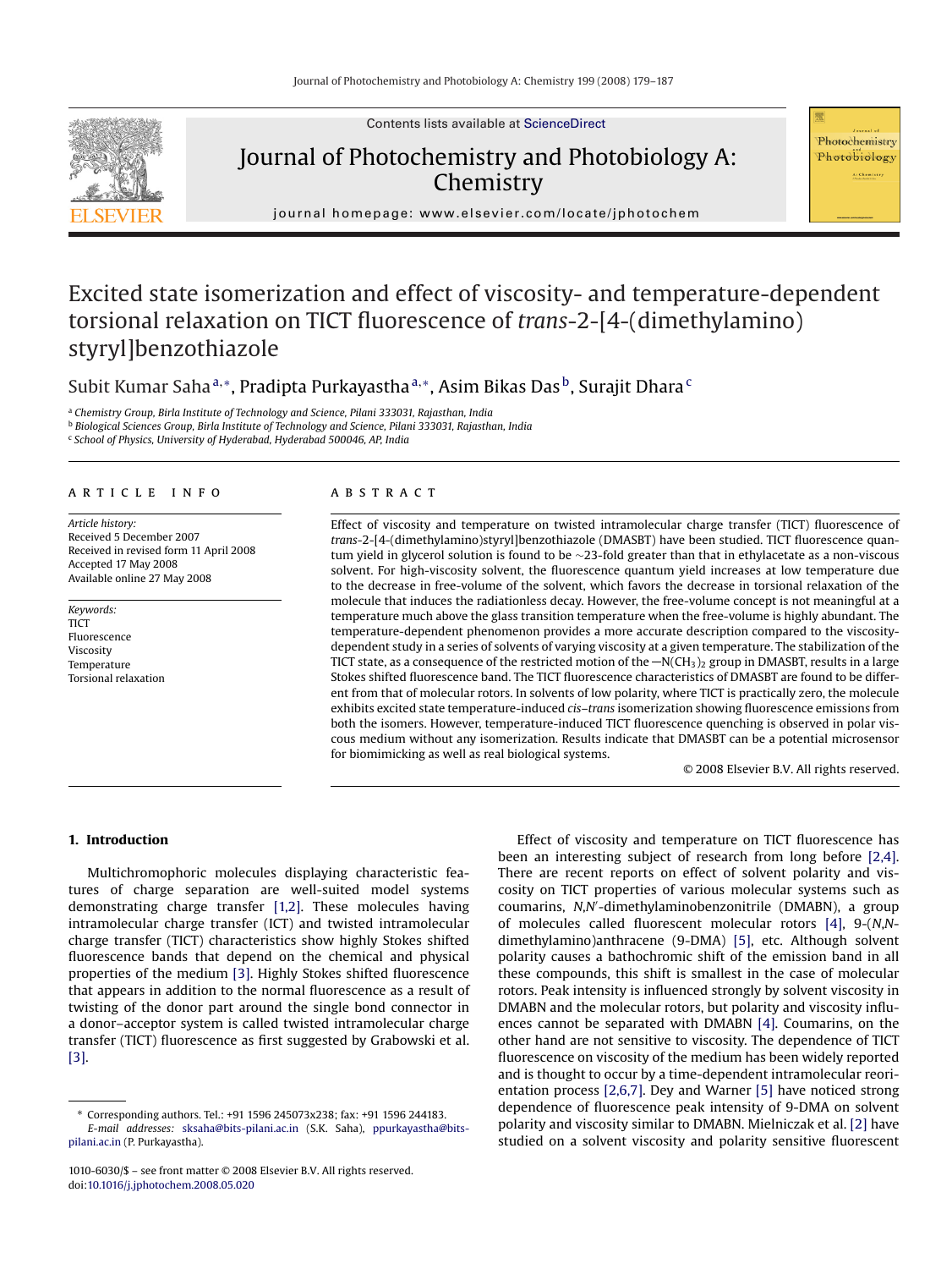# Excited state isomerization and effect of viscosity- and temperature-dependent torsional relaxation on TICT fluorescence of *trans*-2-[4-(dimethylamino) styryl]benzothiazole

Subit Kumar Saha [a,*], Pradipta Purkayastha [a,*], Asim Bikas Das [b], Surajit Dhara [c]

[a] Chemistry Group, Birla Institute of Technology and Science, Pilani 333031, Rajasthan, India
[b] Biological Sciences Group, Birla Institute of Technology and Science, Pilani 333031, Rajasthan, India
[c] School of Physics, University of Hyderabad, Hyderabad 500046, AP, India

## ARTICLE INFO

*Article history:*
Received 5 December 2007
Received in revised form 11 April 2008
Accepted 17 May 2008
Available online 27 May 2008

*Keywords:*
TICT
Fluorescence
Viscosity
Temperature
Torsional relaxation

## ABSTRACT

Effect of viscosity and temperature on twisted intramolecular charge transfer (TICT) fluorescence of *trans*-2-[4-(dimethylamino)styryl]benzothiazole (DMASBT) have been studied. TICT fluorescence quantum yield in glycerol solution is found to be ~23-fold greater than that in ethylacetate as a non-viscous solvent. For high-viscosity solvent, the fluorescence quantum yield increases at low temperature due to the decrease in free-volume of the solvent, which favors the decrease in torsional relaxation of the molecule that induces the radiationless decay. However, the free-volume concept is not meaningful at a temperature much above the glass transition temperature when the free-volume is highly abundant. The temperature-dependent phenomenon provides a more accurate description compared to the viscosity-dependent study in a series of solvents of varying viscosity at a given temperature. The stabilization of the TICT state, as a consequence of the restricted motion of the —$N(CH_3)_2$ group in DMASBT, results in a large Stokes shifted fluorescence band. The TICT fluorescence characteristics of DMASBT are found to be different from that of molecular rotors. In solvents of low polarity, where TICT is practically zero, the molecule exhibits excited state temperature-induced *cis–trans* isomerization showing fluorescence emissions from both the isomers. However, temperature-induced TICT fluorescence quenching is observed in polar viscous medium without any isomerization. Results indicate that DMASBT can be a potential microsensor for biomimicking as well as real biological systems.

© 2008 Elsevier B.V. All rights reserved.

## 1. Introduction

Multichromophoric molecules displaying characteristic features of charge separation are well-suited model systems demonstrating charge transfer [1,2]. These molecules having intramolecular charge transfer (ICT) and twisted intramolecular charge transfer (TICT) characteristics show highly Stokes shifted fluorescence bands that depend on the chemical and physical properties of the medium [3]. Highly Stokes shifted fluorescence that appears in addition to the normal fluorescence as a result of twisting of the donor part around the single bond connector in a donor–acceptor system is called twisted intramolecular charge transfer (TICT) fluorescence as first suggested by Grabowski et al. [3].

Effect of viscosity and temperature on TICT fluorescence has been an interesting subject of research from long before [2,4]. There are recent reports on effect of solvent polarity and viscosity on TICT properties of various molecular systems such as coumarins, *N*,*N*′-dimethylaminobenzonitrile (DMABN), a group of molecules called fluorescent molecular rotors [4], 9-(*N*,*N*-dimethylamino)anthracene (9-DMA) [5], etc. Although solvent polarity causes a bathochromic shift of the emission band in all these compounds, this shift is smallest in the case of molecular rotors. Peak intensity is influenced strongly by solvent viscosity in DMABN and the molecular rotors, but polarity and viscosity influences cannot be separated with DMABN [4]. Coumarins, on the other hand are not sensitive to viscosity. The dependence of TICT fluorescence on viscosity of the medium has been widely reported and is thought to occur by a time-dependent intramolecular reorientation process [2,6,7]. Dey and Warner [5] have noticed strong dependence of fluorescence peak intensity of 9-DMA on solvent polarity and viscosity similar to DMABN. Mielniczak et al. [2] have studied on a solvent viscosity and polarity sensitive fluorescent

\* Corresponding authors. Tel.: +91 1596 245073x238; fax: +91 1596 244183.
*E-mail addresses:* sksaha@bits-pilani.ac.in (S.K. Saha), ppurkayastha@bits-pilani.ac.in (P. Purkayastha).

1010-6030/$ – see front matter © 2008 Elsevier B.V. All rights reserved.
doi:10.1016/j.jphotochem.2008.05.020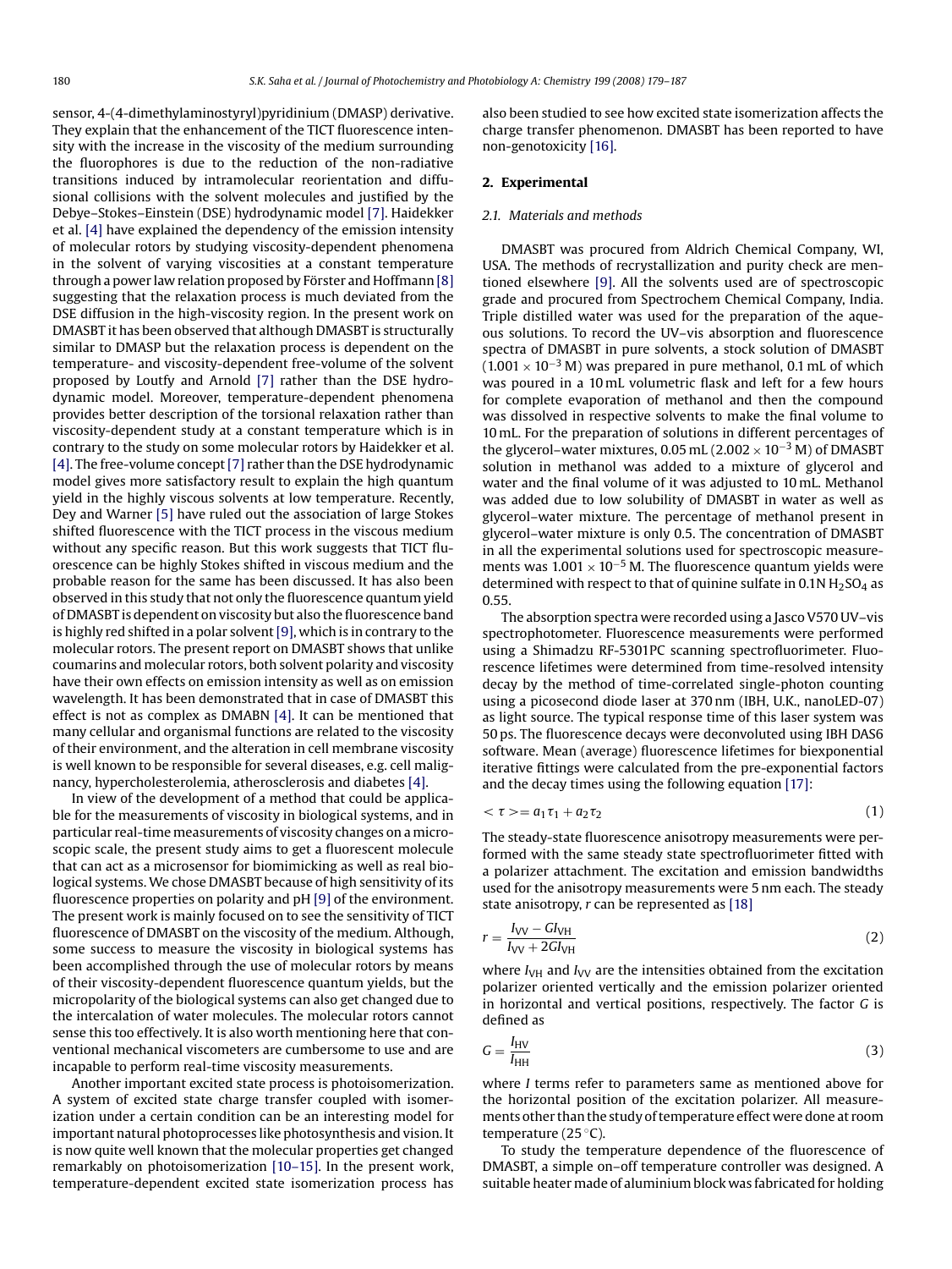sensor, 4-(4-dimethylaminostyryl)pyridinium (DMASP) derivative. They explain that the enhancement of the TICT fluorescence intensity with the increase in the viscosity of the medium surrounding the fluorophores is due to the reduction of the non-radiative transitions induced by intramolecular reorientation and diffusional collisions with the solvent molecules and justified by the Debye–Stokes–Einstein (DSE) hydrodynamic model [7]. Haidekker et al. [4] have explained the dependency of the emission intensity of molecular rotors by studying viscosity-dependent phenomena in the solvent of varying viscosities at a constant temperature through a power law relation proposed by Förster and Hoffmann [8] suggesting that the relaxation process is much deviated from the DSE diffusion in the high-viscosity region. In the present work on DMASBT it has been observed that although DMASBT is structurally similar to DMASP but the relaxation process is dependent on the temperature- and viscosity-dependent free-volume of the solvent proposed by Loutfy and Arnold [7] rather than the DSE hydrodynamic model. Moreover, temperature-dependent phenomena provides better description of the torsional relaxation rather than viscosity-dependent study at a constant temperature which is in contrary to the study on some molecular rotors by Haidekker et al. [4]. The free-volume concept [7] rather than the DSE hydrodynamic model gives more satisfactory result to explain the high quantum yield in the highly viscous solvents at low temperature. Recently, Dey and Warner [5] have ruled out the association of large Stokes shifted fluorescence with the TICT process in the viscous medium without any specific reason. But this work suggests that TICT fluorescence can be highly Stokes shifted in viscous medium and the probable reason for the same has been discussed. It has also been observed in this study that not only the fluorescence quantum yield of DMASBT is dependent on viscosity but also the fluorescence band is highly red shifted in a polar solvent [9], which is in contrary to the molecular rotors. The present report on DMASBT shows that unlike coumarins and molecular rotors, both solvent polarity and viscosity have their own effects on emission intensity as well as on emission wavelength. It has been demonstrated that in case of DMASBT this effect is not as complex as DMABN [4]. It can be mentioned that many cellular and organismal functions are related to the viscosity of their environment, and the alteration in cell membrane viscosity is well known to be responsible for several diseases, e.g. cell malignancy, hypercholesterolemia, atherosclerosis and diabetes [4].

In view of the development of a method that could be applicable for the measurements of viscosity in biological systems, and in particular real-time measurements of viscosity changes on a microscopic scale, the present study aims to get a fluorescent molecule that can act as a microsensor for biomimicking as well as real biological systems. We chose DMASBT because of high sensitivity of its fluorescence properties on polarity and pH [9] of the environment. The present work is mainly focused on to see the sensitivity of TICT fluorescence of DMASBT on the viscosity of the medium. Although, some success to measure the viscosity in biological systems has been accomplished through the use of molecular rotors by means of their viscosity-dependent fluorescence quantum yields, but the micropolarity of the biological systems can also get changed due to the intercalation of water molecules. The molecular rotors cannot sense this too effectively. It is also worth mentioning here that conventional mechanical viscometers are cumbersome to use and are incapable to perform real-time viscosity measurements.

Another important excited state process is photoisomerization. A system of excited state charge transfer coupled with isomerization under a certain condition can be an interesting model for important natural photoprocesses like photosynthesis and vision. It is now quite well known that the molecular properties get changed remarkably on photoisomerization [10–15]. In the present work, temperature-dependent excited state isomerization process has also been studied to see how excited state isomerization affects the charge transfer phenomenon. DMASBT has been reported to have non-genotoxicity [16].

## 2. Experimental

### 2.1. Materials and methods

DMASBT was procured from Aldrich Chemical Company, WI, USA. The methods of recrystallization and purity check are mentioned elsewhere [9]. All the solvents used are of spectroscopic grade and procured from Spectrochem Chemical Company, India. Triple distilled water was used for the preparation of the aqueous solutions. To record the UV–vis absorption and fluorescence spectra of DMASBT in pure solvents, a stock solution of DMASBT ($1.001 \times 10^{-3}$ M) was prepared in pure methanol, 0.1 mL of which was poured in a 10 mL volumetric flask and left for a few hours for complete evaporation of methanol and then the compound was dissolved in respective solvents to make the final volume to 10 mL. For the preparation of solutions in different percentages of the glycerol–water mixtures, 0.05 mL ($2.002 \times 10^{-3}$ M) of DMASBT solution in methanol was added to a mixture of glycerol and water and the final volume of it was adjusted to 10 mL. Methanol was added due to low solubility of DMASBT in water as well as glycerol–water mixture. The percentage of methanol present in glycerol–water mixture is only 0.5. The concentration of DMASBT in all the experimental solutions used for spectroscopic measurements was $1.001 \times 10^{-5}$ M. The fluorescence quantum yields were determined with respect to that of quinine sulfate in 0.1N $H_2SO_4$ as 0.55.

The absorption spectra were recorded using a Jasco V570 UV–vis spectrophotometer. Fluorescence measurements were performed using a Shimadzu RF-5301PC scanning spectrofluorimeter. Fluorescence lifetimes were determined from time-resolved intensity decay by the method of time-correlated single-photon counting using a picosecond diode laser at 370 nm (IBH, U.K., nanoLED-07) as light source. The typical response time of this laser system was 50 ps. The fluorescence decays were deconvoluted using IBH DAS6 software. Mean (average) fluorescence lifetimes for biexponential iterative fittings were calculated from the pre-exponential factors and the decay times using the following equation [17]:

$$< \tau >= a_1\tau_1 + a_2\tau_2 \tag{1}$$

The steady-state fluorescence anisotropy measurements were performed with the same steady state spectrofluorimeter fitted with a polarizer attachment. The excitation and emission bandwidths used for the anisotropy measurements were 5 nm each. The steady state anisotropy, $r$ can be represented as [18]

$$r = \frac{I_{VV} - GI_{VH}}{I_{VV} + 2GI_{VH}} \tag{2}$$

where $I_{VH}$ and $I_{VV}$ are the intensities obtained from the excitation polarizer oriented vertically and the emission polarizer oriented in horizontal and vertical positions, respectively. The factor $G$ is defined as

$$G = \frac{I_{HV}}{I_{HH}} \tag{3}$$

where $I$ terms refer to parameters same as mentioned above for the horizontal position of the excitation polarizer. All measurements other than the study of temperature effect were done at room temperature (25 °C).

To study the temperature dependence of the fluorescence of DMASBT, a simple on–off temperature controller was designed. A suitable heater made of aluminium block was fabricated for holding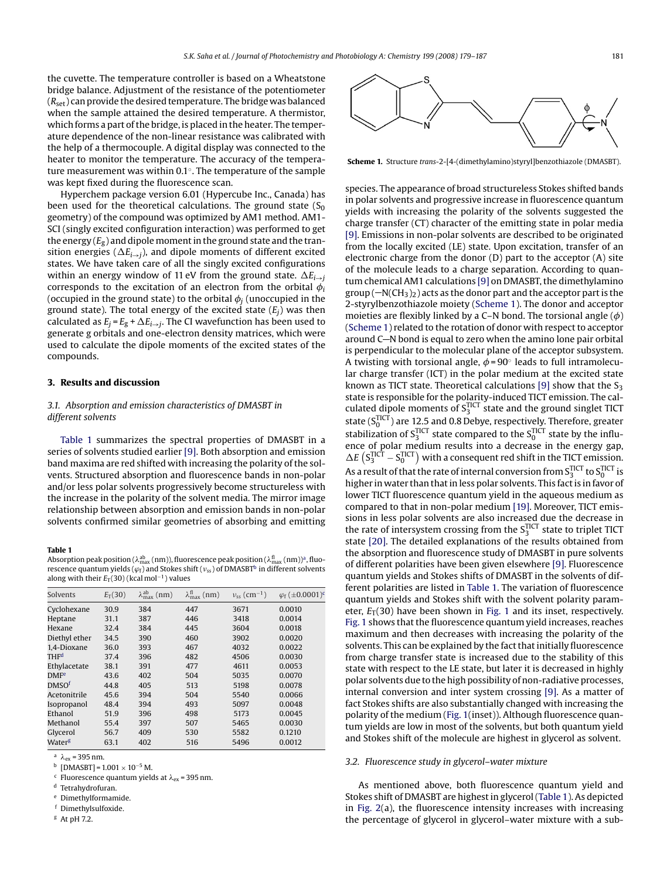the cuvette. The temperature controller is based on a Wheatstone bridge balance. Adjustment of the resistance of the potentiometer ($R_{set}$) can provide the desired temperature. The bridge was balanced when the sample attained the desired temperature. A thermistor, which forms a part of the bridge, is placed in the heater. The temperature dependence of the non-linear resistance was calibrated with the help of a thermocouple. A digital display was connected to the heater to monitor the temperature. The accuracy of the temperature measurement was within 0.1°. The temperature of the sample was kept fixed during the fluorescence scan.

Hyperchem package version 6.01 (Hypercube Inc., Canada) has been used for the theoretical calculations. The ground state ($S_0$ geometry) of the compound was optimized by AM1 method. AM1-SCI (singly excited configuration interaction) was performed to get the energy ($E_g$) and dipole moment in the ground state and the transition energies ($\Delta E_{i\to j}$), and dipole moments of different excited states. We have taken care of all the singly excited configurations within an energy window of 11 eV from the ground state. $\Delta E_{i\to j}$ corresponds to the excitation of an electron from the orbital $\phi_i$ (occupied in the ground state) to the orbital $\phi_j$ (unoccupied in the ground state). The total energy of the excited state ($E_j$) was then calculated as $E_j = E_g + \Delta E_{i\to j}$. The CI wavefunction has been used to generate g orbitals and one-electron density matrices, which were used to calculate the dipole moments of the excited states of the compounds.

## 3. Results and discussion

### 3.1. Absorption and emission characteristics of DMASBT in different solvents

Table 1 summarizes the spectral properties of DMASBT in a series of solvents studied earlier [9]. Both absorption and emission band maxima are red shifted with increasing the polarity of the solvents. Structured absorption and fluorescence bands in non-polar and/or less polar solvents progressively become structureless with the increase in the polarity of the solvent media. The mirror image relationship between absorption and emission bands in non-polar solvents confirmed similar geometries of absorbing and emitting species. The appearance of broad structureless Stokes shifted bands in polar solvents and progressive increase in fluorescence quantum yields with increasing the polarity of the solvents suggested the charge transfer (CT) character of the emitting state in polar media [9]. Emissions in non-polar solvents are described to be originated from the locally excited (LE) state. Upon excitation, transfer of an electronic charge from the donor (D) part to the acceptor (A) site of the molecule leads to a charge separation. According to quantum chemical AM1 calculations [9] on DMASBT, the dimethylamino group ($-N(CH_3)_2$) acts as the donor part and the acceptor part is the 2-styrylbenzothiazole moiety (Scheme 1). The donor and acceptor moieties are flexibly linked by a C–N bond. The torsional angle ($\phi$) (Scheme 1) related to the rotation of donor with respect to acceptor around C–N bond is equal to zero when the amino lone pair orbital is perpendicular to the molecular plane of the acceptor subsystem. A twisting with torsional angle, $\phi = 90°$ leads to full intramolecular charge transfer (ICT) in the polar medium at the excited state known as TICT state. Theoretical calculations [9] show that the $S_3$ state is responsible for the polarity-induced TICT emission. The calculated dipole moments of $S_3^{TICT}$ state and the ground singlet TICT state ($S_0^{TICT}$) are 12.5 and 0.8 Debye, respectively. Therefore, greater stabilization of $S_3^{TICT}$ state compared to the $S_0^{TICT}$ state by the influence of polar medium results into a decrease in the energy gap, $\Delta E\left(S_3^{TICT} - S_0^{TICT}\right)$ with a consequent red shift in the TICT emission. As a result of that the rate of internal conversion from $S_3^{TICT}$ to $S_0^{TICT}$ is higher in water than that in less polar solvents. This fact is in favor of lower TICT fluorescence quantum yield in the aqueous medium as compared to that in non-polar medium [19]. Moreover, TICT emissions in less polar solvents are also increased due the decrease in the rate of intersystem crossing from the $S_3^{TICT}$ state to triplet TICT state [20]. The detailed explanations of the results obtained from the absorption and fluorescence study of DMASBT in pure solvents of different polarities have been given elsewhere [9]. Fluorescence quantum yields and Stokes shifts of DMASBT in the solvents of different polarities are listed in Table 1. The variation of fluorescence quantum yields and Stokes shift with the solvent polarity parameter, $E_T(30)$ have been shown in Fig. 1 and its inset, respectively. Fig. 1 shows that the fluorescence quantum yield increases, reaches maximum and then decreases with increasing the polarity of the solvents. This can be explained by the fact that initially fluorescence from charge transfer state is increased due to the stability of this state with respect to the LE state, but later it is decreased in highly polar solvents due to the high possibility of non-radiative processes, internal conversion and inter system crossing [9]. As a matter of fact Stokes shifts are also substantially changed with increasing the polarity of the medium (Fig. 1(inset)). Although fluorescence quantum yields are low in most of the solvents, but both quantum yield and Stokes shift of the molecule are highest in glycerol as solvent.

**Scheme 1.** Structure *trans*-2-[4-(dimethylamino)styryl]benzothiazole (DMASBT).

**Table 1**
Absorption peak position ($\lambda_{max}^{ab}$ (nm)), fluorescence peak position ($\lambda_{max}^{fl}$ (nm))[a], fluorescence quantum yields ($\varphi_f$) and Stokes shift ($\nu_{ss}$) of DMASBT[b] in different solvents along with their $E_T(30)$ (kcal mol$^{-1}$) values

| Solvents | $E_T(30)$ | $\lambda_{max}^{ab}$ (nm) | $\lambda_{max}^{fl}$ (nm) | $\nu_{ss}$ (cm$^{-1}$) | $\varphi_f$ (±0.0001)[c] |
|---|---|---|---|---|---|
| Cyclohexane | 30.9 | 384 | 447 | 3671 | 0.0010 |
| Heptane | 31.1 | 387 | 446 | 3418 | 0.0014 |
| Hexane | 32.4 | 384 | 445 | 3604 | 0.0018 |
| Diethyl ether | 34.5 | 390 | 460 | 3902 | 0.0020 |
| 1,4-Dioxane | 36.0 | 393 | 467 | 4032 | 0.0022 |
| THF[d] | 37.4 | 396 | 482 | 4506 | 0.0030 |
| Ethylacetate | 38.1 | 391 | 477 | 4611 | 0.0053 |
| DMF[e] | 43.6 | 402 | 504 | 5035 | 0.0070 |
| DMSO[f] | 44.8 | 405 | 513 | 5198 | 0.0078 |
| Acetonitrile | 45.6 | 394 | 504 | 5540 | 0.0066 |
| Isopropanol | 48.4 | 394 | 493 | 5097 | 0.0048 |
| Ethanol | 51.9 | 396 | 498 | 5173 | 0.0045 |
| Methanol | 55.4 | 397 | 507 | 5465 | 0.0030 |
| Glycerol | 56.7 | 409 | 530 | 5582 | 0.1210 |
| Water[g] | 63.1 | 402 | 516 | 5496 | 0.0012 |

[a] $\lambda_{ex}$ = 395 nm.
[b] [DMASBT] = $1.001 \times 10^{-5}$ M.
[c] Fluorescence quantum yields at $\lambda_{ex}$ = 395 nm.
[d] Tetrahydrofuran.
[e] Dimethylformamide.
[f] Dimethylsulfoxide.
[g] At pH 7.2.

### 3.2. Fluorescence study in glycerol–water mixture

As mentioned above, both fluorescence quantum yield and Stokes shift of DMASBT are highest in glycerol (Table 1). As depicted in Fig. 2(a), the fluorescence intensity increases with increasing the percentage of glycerol in glycerol–water mixture with a sub-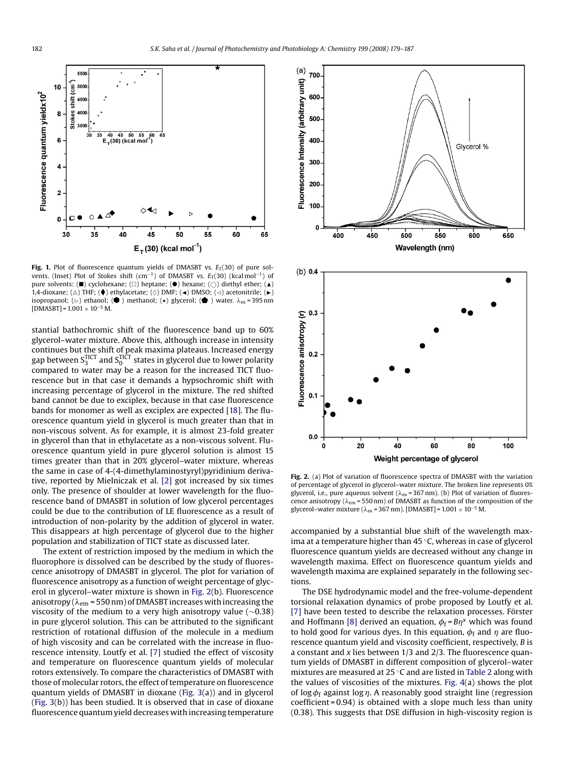**Fig. 1.** Plot of fluorescence quantum yields of DMASBT vs. $E_T(30)$ of pure solvents. (Inset) Plot of Stokes shift ($cm^{-1}$) of DMASBT vs. $E_T(30)$ ($kcal\,mol^{-1}$) of pure solvents: (■) cyclohexane; (□) heptane; (●) hexane; (○) diethyl ether; (▲) 1,4-dioxane; (△) THF; (⧫) ethylacetate; (◊) DMF; (◄) DMSO; (◁) acetonitrile; (►) isopropanol; (▷) ethanol; (⬢) methanol; (★) glycerol; (⬟) water. $\lambda_{ex}$ = 395 nm [DMASBT] = $1.001 \times 10^{-5}$ M.

stantial bathochromic shift of the fluorescence band up to 60% glycerol–water mixture. Above this, although increase in intensity continues but the shift of peak maxima plateaus. Increased energy gap between $S_3^{TICT}$ and $S_0^{TICT}$ states in glycerol due to lower polarity compared to water may be a reason for the increased TICT fluorescence but in that case it demands a hypsochromic shift with increasing percentage of glycerol in the mixture. The red shifted band cannot be due to exciplex, because in that case fluorescence bands for monomer as well as exciplex are expected [18]. The fluorescence quantum yield in glycerol is much greater than that in non-viscous solvent. As for example, it is almost 23-fold greater in glycerol than that in ethylacetate as a non-viscous solvent. Fluorescence quantum yield in pure glycerol solution is almost 15 times greater than that in 20% glycerol–water mixture, whereas the same in case of 4-(4-dimethylaminostyryl)pyridinium derivative, reported by Mielniczak et al. [2] got increased by six times only. The presence of shoulder at lower wavelength for the fluorescence band of DMASBT in solution of low glycerol percentages could be due to the contribution of LE fluorescence as a result of introduction of non-polarity by the addition of glycerol in water. This disappears at high percentage of glycerol due to the higher population and stabilization of TICT state as discussed later.

The extent of restriction imposed by the medium in which the fluorophore is dissolved can be described by the study of fluorescence anisotropy of DMASBT in glycerol. The plot for variation of fluorescence anisotropy as a function of weight percentage of glycerol in glycerol–water mixture is shown in Fig. 2(b). Fluorescence anisotropy ($\lambda_{em}$ = 550 nm) of DMASBT increases with increasing the viscosity of the medium to a very high anisotropy value (~0.38) in pure glycerol solution. This can be attributed to the significant restriction of rotational diffusion of the molecule in a medium of high viscosity and can be correlated with the increase in fluorescence intensity. Loutfy et al. [7] studied the effect of viscosity and temperature on fluorescence quantum yields of molecular rotors extensively. To compare the characteristics of DMASBT with those of molecular rotors, the effect of temperature on fluorescence quantum yields of DMASBT in dioxane (Fig. 3(a)) and in glycerol (Fig. 3(b)) has been studied. It is observed that in case of dioxane fluorescence quantum yield decreases with increasing temperature accompanied by a substantial blue shift of the wavelength maxima at a temperature higher than 45 °C, whereas in case of glycerol fluorescence quantum yields are decreased without any change in wavelength maxima. Effect on fluorescence quantum yields and wavelength maxima are explained separately in the following sections.

**Fig. 2.** (a) Plot of variation of fluorescence spectra of DMASBT with the variation of percentage of glycerol in glycerol–water mixture. The broken line represents 0% glycerol, i.e., pure aqueous solvent ($\lambda_{ex}$ = 367 nm). (b) Plot of variation of fluorescence anisotropy ($\lambda_{em}$ = 550 nm) of DMASBT as function of the composition of the glycerol–water mixture ($\lambda_{ex}$ = 367 nm). [DMASBT] = $1.001 \times 10^{-5}$ M.

The DSE hydrodynamic model and the free-volume-dependent torsional relaxation dynamics of probe proposed by Loutfy et al. [7] have been tested to describe the relaxation processes. Förster and Hoffmann [8] derived an equation, $\phi_f = B\eta^x$ which was found to hold good for various dyes. In this equation, $\phi_f$ and $\eta$ are fluorescence quantum yield and viscosity coefficient, respectively, $B$ is a constant and $x$ lies between 1/3 and 2/3. The fluorescence quantum yields of DMASBT in different composition of glycerol–water mixtures are measured at 25 °C and are listed in Table 2 along with the values of viscosities of the mixtures. Fig. 4(a) shows the plot of $\log \phi_f$ against $\log \eta$. A reasonably good straight line (regression coefficient = 0.94) is obtained with a slope much less than unity (0.38). This suggests that DSE diffusion in high-viscosity region is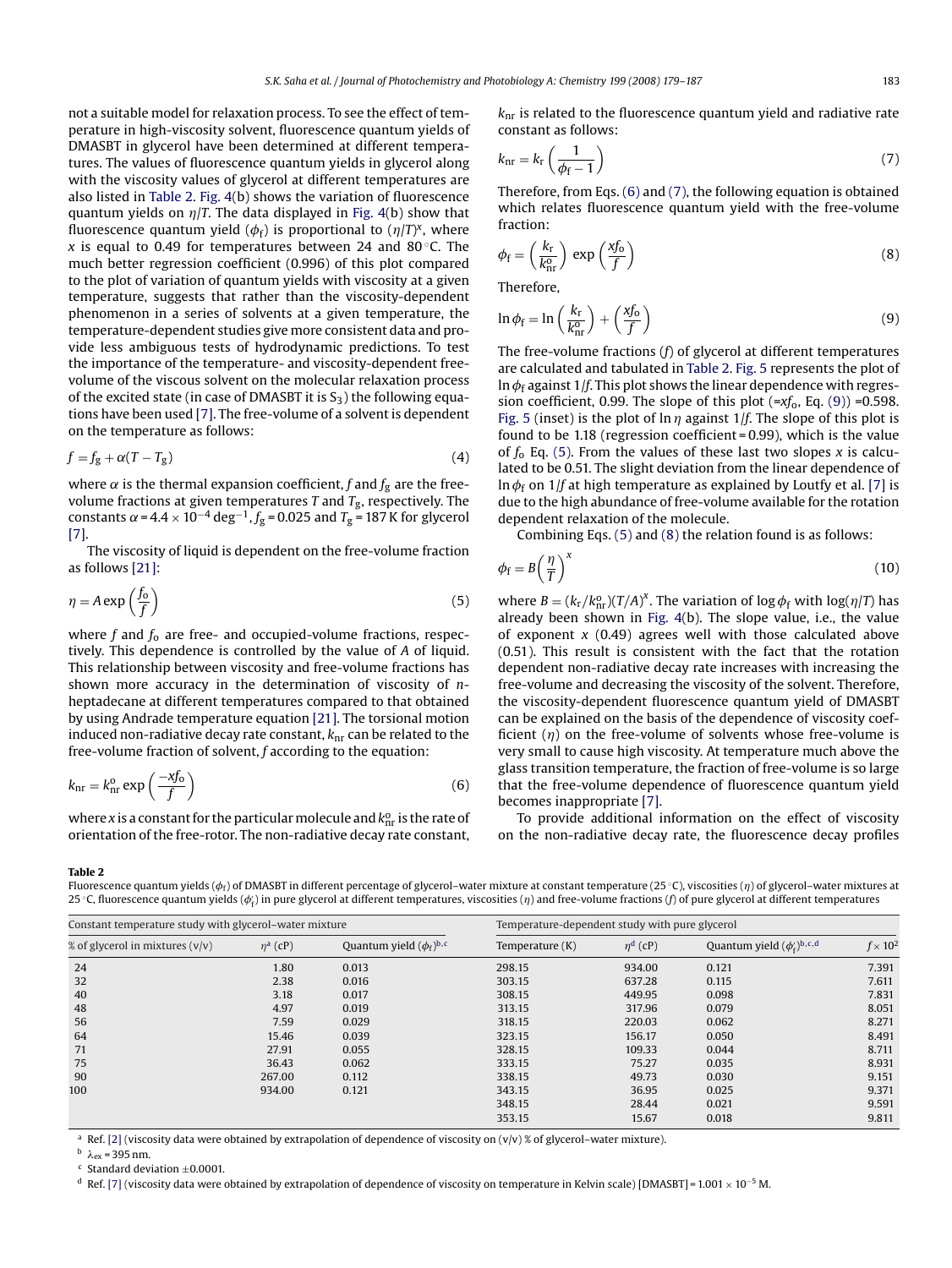not a suitable model for relaxation process. To see the effect of temperature in high-viscosity solvent, fluorescence quantum yields of DMASBT in glycerol have been determined at different temperatures. The values of fluorescence quantum yields in glycerol along with the viscosity values of glycerol at different temperatures are also listed in Table 2. Fig. 4(b) shows the variation of fluorescence quantum yields on $\eta/T$. The data displayed in Fig. 4(b) show that fluorescence quantum yield ($\phi_f$) is proportional to $(\eta/T)^x$, where $x$ is equal to 0.49 for temperatures between 24 and 80 °C. The much better regression coefficient (0.996) of this plot compared to the plot of variation of quantum yields with viscosity at a given temperature, suggests that rather than the viscosity-dependent phenomenon in a series of solvents at a given temperature, the temperature-dependent studies give more consistent data and provide less ambiguous tests of hydrodynamic predictions. To test the importance of the temperature- and viscosity-dependent free-volume of the viscous solvent on the molecular relaxation process of the excited state (in case of DMASBT it is $S_3$) the following equations have been used [7]. The free-volume of a solvent is dependent on the temperature as follows:

$$f = f_g + \alpha(T - T_g) \tag{4}$$

where $\alpha$ is the thermal expansion coefficient, $f$ and $f_g$ are the free-volume fractions at given temperatures $T$ and $T_g$, respectively. The constants $\alpha = 4.4 \times 10^{-4}\,\text{deg}^{-1}$, $f_g = 0.025$ and $T_g = 187$ K for glycerol [7].

The viscosity of liquid is dependent on the free-volume fraction as follows [21]:

$$\eta = A \exp\left(\frac{f_o}{f}\right) \tag{5}$$

where $f$ and $f_o$ are free- and occupied-volume fractions, respectively. This dependence is controlled by the value of $A$ of liquid. This relationship between viscosity and free-volume fractions has shown more accuracy in the determination of viscosity of $n$-heptadecane at different temperatures compared to that obtained by using Andrade temperature equation [21]. The torsional motion induced non-radiative decay rate constant, $k_{nr}$ can be related to the free-volume fraction of solvent, $f$ according to the equation:

$$k_{nr} = k_{nr}^{o} \exp\left(\frac{-x f_o}{f}\right) \tag{6}$$

where $x$ is a constant for the particular molecule and $k_{nr}^{o}$ is the rate of orientation of the free-rotor. The non-radiative decay rate constant, $k_{nr}$ is related to the fluorescence quantum yield and radiative rate constant as follows:

$$k_{nr} = k_r\left(\frac{1}{\phi_f - 1}\right) \tag{7}$$

Therefore, from Eqs. (6) and (7), the following equation is obtained which relates fluorescence quantum yield with the free-volume fraction:

$$\phi_f = \left(\frac{k_r}{k_{nr}^{o}}\right) \exp\left(\frac{x f_o}{f}\right) \tag{8}$$

Therefore,

$$\ln \phi_f = \ln\left(\frac{k_r}{k_{nr}^{o}}\right) + \left(\frac{x f_o}{f}\right) \tag{9}$$

The free-volume fractions ($f$) of glycerol at different temperatures are calculated and tabulated in Table 2. Fig. 5 represents the plot of $\ln \phi_f$ against $1/f$. This plot shows the linear dependence with regression coefficient, 0.99. The slope of this plot ($= x f_o$, Eq. (9)) = 0.598. Fig. 5 (inset) is the plot of $\ln \eta$ against $1/f$. The slope of this plot is found to be 1.18 (regression coefficient = 0.99), which is the value of $f_o$ Eq. (5). From the values of these last two slopes $x$ is calculated to be 0.51. The slight deviation from the linear dependence of $\ln \phi_f$ on $1/f$ at high temperature as explained by Loutfy et al. [7] is due to the high abundance of free-volume available for the rotation dependent relaxation of the molecule.

Combining Eqs. (5) and (8) the relation found is as follows:

$$\phi_f = B\left(\frac{\eta}{T}\right)^x \tag{10}$$

where $B = (k_r/k_{nr}^{o})(T/A)^x$. The variation of $\log \phi_f$ with $\log(\eta/T)$ has already been shown in Fig. 4(b). The slope value, i.e., the value of exponent $x$ (0.49) agrees well with those calculated above (0.51). This result is consistent with the fact that the rotation dependent non-radiative decay rate increases with increasing the free-volume and decreasing the viscosity of the solvent. Therefore, the viscosity-dependent fluorescence quantum yield of DMASBT can be explained on the basis of the dependence of viscosity coefficient ($\eta$) on the free-volume of solvents whose free-volume is very small to cause high viscosity. At temperature much above the glass transition temperature, the fraction of free-volume is so large that the free-volume dependence of fluorescence quantum yield becomes inappropriate [7].

To provide additional information on the effect of viscosity on the non-radiative decay rate, the fluorescence decay profiles

**Table 2**

Fluorescence quantum yields ($\phi_f$) of DMASBT in different percentage of glycerol–water mixture at constant temperature (25 °C), viscosities ($\eta$) of glycerol–water mixtures at 25 °C, fluorescence quantum yields ($\phi_f$) in pure glycerol at different temperatures, viscosities ($\eta$) and free-volume fractions ($f$) of pure glycerol at different temperatures

| Constant temperature study with glycerol–water mixture | | | Temperature-dependent study with pure glycerol | | | |
|---|---|---|---|---|---|---|
| % of glycerol in mixtures (v/v) | $\eta$[a] (cP) | Quantum yield ($\phi_f$)[b,c] | Temperature (K) | $\eta$[d] (cP) | Quantum yield ($\phi_f$)[b,c,d] | $f \times 10^2$ |
| 24 | 1.80 | 0.013 | 298.15 | 934.00 | 0.121 | 7.391 |
| 32 | 2.38 | 0.016 | 303.15 | 637.28 | 0.115 | 7.611 |
| 40 | 3.18 | 0.017 | 308.15 | 449.95 | 0.098 | 7.831 |
| 48 | 4.97 | 0.019 | 313.15 | 317.96 | 0.079 | 8.051 |
| 56 | 7.59 | 0.029 | 318.15 | 220.03 | 0.062 | 8.271 |
| 64 | 15.46 | 0.039 | 323.15 | 156.17 | 0.050 | 8.491 |
| 71 | 27.91 | 0.055 | 328.15 | 109.33 | 0.044 | 8.711 |
| 75 | 36.43 | 0.062 | 333.15 | 75.27 | 0.035 | 8.931 |
| 90 | 267.00 | 0.112 | 338.15 | 49.73 | 0.030 | 9.151 |
| 100 | 934.00 | 0.121 | 343.15 | 36.95 | 0.025 | 9.371 |
| | | | 348.15 | 28.44 | 0.021 | 9.591 |
| | | | 353.15 | 15.67 | 0.018 | 9.811 |

[a] Ref. [2] (viscosity data were obtained by extrapolation of dependence of viscosity on (v/v) % of glycerol–water mixture).

[b] $\lambda_{ex} = 395$ nm.

[c] Standard deviation ±0.0001.

[d] Ref. [7] (viscosity data were obtained by extrapolation of dependence of viscosity on temperature in Kelvin scale) [DMASBT] = $1.001 \times 10^{-5}$ M.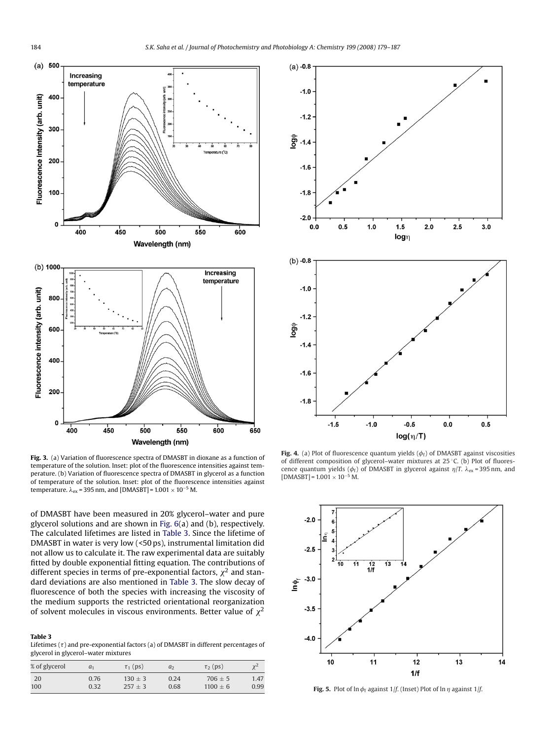**Fig. 3.** (a) Variation of fluorescence spectra of DMASBT in dioxane as a function of temperature of the solution. Inset: plot of the fluorescence intensities against temperature. (b) Variation of fluorescence spectra of DMASBT in glycerol as a function of temperature of the solution. Inset: plot of the fluorescence intensities against temperature. $\lambda_{ex}$ = 395 nm, and [DMASBT] = $1.001 \times 10^{-5}$ M.

**Fig. 4.** (a) Plot of fluorescence quantum yields ($\phi_f$) of DMASBT against viscosities of different composition of glycerol–water mixtures at 25 °C. (b) Plot of fluorescence quantum yields ($\phi_f$) of DMASBT in glycerol against $\eta/T$. $\lambda_{ex}$ = 395 nm, and [DMASBT] = $1.001 \times 10^{-5}$ M.

of DMASBT have been measured in 20% glycerol–water and pure glycerol solutions and are shown in Fig. 6(a) and (b), respectively. The calculated lifetimes are listed in Table 3. Since the lifetime of DMASBT in water is very low (<50 ps), instrumental limitation did not allow us to calculate it. The raw experimental data are suitably fitted by double exponential fitting equation. The contributions of different species in terms of pre-exponential factors, $\chi^2$ and standard deviations are also mentioned in Table 3. The slow decay of fluorescence of both the species with increasing the viscosity of the medium supports the restricted orientational reorganization of solvent molecules in viscous environments. Better value of $\chi^2$

**Table 3**
Lifetimes ($\tau$) and pre-exponential factors (a) of DMASBT in different percentages of glycerol in glycerol–water mixtures

| % of glycerol | $a_1$ | $\tau_1$ (ps) | $a_2$ | $\tau_2$ (ps) | $\chi^2$ |
|---|---|---|---|---|---|
| 20 | 0.76 | 130 ± 3 | 0.24 | 706 ± 5 | 1.47 |
| 100 | 0.32 | 257 ± 3 | 0.68 | 1100 ± 6 | 0.99 |

**Fig. 5.** Plot of ln $\phi_f$ against 1/$f$. (Inset) Plot of ln $\eta$ against 1/$f$.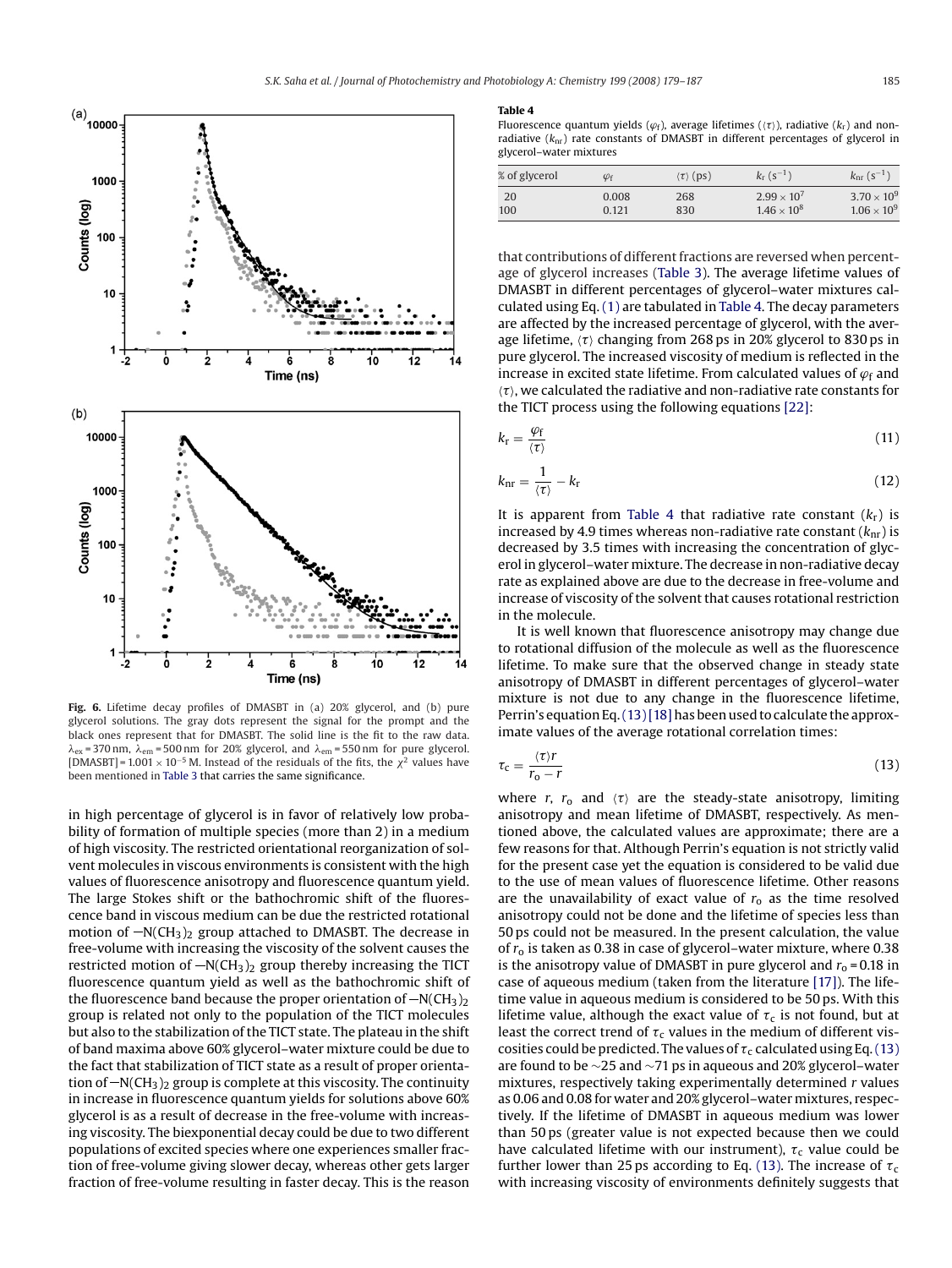Fig. 6. Lifetime decay profiles of DMASBT in (a) 20% glycerol, and (b) pure glycerol solutions. The gray dots represent the signal for the prompt and the black ones represent that for DMASBT. The solid line is the fit to the raw data. $\lambda_{ex}$ = 370 nm, $\lambda_{em}$ = 500 nm for 20% glycerol, and $\lambda_{em}$ = 550 nm for pure glycerol. [DMASBT] = $1.001 \times 10^{-5}$ M. Instead of the residuals of the fits, the $\chi^2$ values have been mentioned in Table 3 that carries the same significance.

in high percentage of glycerol is in favor of relatively low probability of formation of multiple species (more than 2) in a medium of high viscosity. The restricted orientational reorganization of solvent molecules in viscous environments is consistent with the high values of fluorescence anisotropy and fluorescence quantum yield. The large Stokes shift or the bathochromic shift of the fluorescence band in viscous medium can be due the restricted rotational motion of $-N(CH_3)_2$ group attached to DMASBT. The decrease in free-volume with increasing the viscosity of the solvent causes the restricted motion of $-N(CH_3)_2$ group thereby increasing the TICT fluorescence quantum yield as well as the bathochromic shift of the fluorescence band because the proper orientation of $-N(CH_3)_2$ group is related not only to the population of the TICT molecules but also to the stabilization of the TICT state. The plateau in the shift of band maxima above 60% glycerol–water mixture could be due to the fact that stabilization of TICT state as a result of proper orientation of $-N(CH_3)_2$ group is complete at this viscosity. The continuity in increase in fluorescence quantum yields for solutions above 60% glycerol is as a result of decrease in the free-volume with increasing viscosity. The biexponential decay could be due to two different populations of excited species where one experiences smaller fraction of free-volume giving slower decay, whereas other gets larger fraction of free-volume resulting in faster decay. This is the reason that contributions of different fractions are reversed when percentage of glycerol increases (Table 3). The average lifetime values of DMASBT in different percentages of glycerol–water mixtures calculated using Eq. (1) are tabulated in Table 4. The decay parameters are affected by the increased percentage of glycerol, with the average lifetime, $\langle\tau\rangle$ changing from 268 ps in 20% glycerol to 830 ps in pure glycerol. The increased viscosity of medium is reflected in the increase in excited state lifetime. From calculated values of $\varphi_f$ and $\langle\tau\rangle$, we calculated the radiative and non-radiative rate constants for the TICT process using the following equations [22]:

**Table 4**
Fluorescence quantum yields ($\varphi_f$), average lifetimes ($\langle\tau\rangle$), radiative ($k_r$) and non-radiative ($k_{nr}$) rate constants of DMASBT in different percentages of glycerol in glycerol–water mixtures

| % of glycerol | $\varphi_f$ | $\langle\tau\rangle$ (ps) | $k_r$ ($s^{-1}$) | $k_{nr}$ ($s^{-1}$) |
|---|---|---|---|---|
| 20 | 0.008 | 268 | $2.99 \times 10^7$ | $3.70 \times 10^9$ |
| 100 | 0.121 | 830 | $1.46 \times 10^8$ | $1.06 \times 10^9$ |

$$k_r = \frac{\varphi_f}{\langle\tau\rangle} \tag{11}$$

$$k_{nr} = \frac{1}{\langle\tau\rangle} - k_r \tag{12}$$

It is apparent from Table 4 that radiative rate constant ($k_r$) is increased by 4.9 times whereas non-radiative rate constant ($k_{nr}$) is decreased by 3.5 times with increasing the concentration of glycerol in glycerol–water mixture. The decrease in non-radiative decay rate as explained above are due to the decrease in free-volume and increase of viscosity of the solvent that causes rotational restriction in the molecule.

It is well known that fluorescence anisotropy may change due to rotational diffusion of the molecule as well as the fluorescence lifetime. To make sure that the observed change in steady state anisotropy of DMASBT in different percentages of glycerol–water mixture is not due to any change in the fluorescence lifetime, Perrin's equation Eq. (13) [18] has been used to calculate the approximate values of the average rotational correlation times:

$$\tau_c = \frac{\langle\tau\rangle r}{r_o - r} \tag{13}$$

where $r$, $r_o$ and $\langle\tau\rangle$ are the steady-state anisotropy, limiting anisotropy and mean lifetime of DMASBT, respectively. As mentioned above, the calculated values are approximate; there are a few reasons for that. Although Perrin's equation is not strictly valid for the present case yet the equation is considered to be valid due to the use of mean values of fluorescence lifetime. Other reasons are the unavailability of exact value of $r_o$ as the time resolved anisotropy could not be done and the lifetime of species less than 50 ps could not be measured. In the present calculation, the value of $r_o$ is taken as 0.38 in case of glycerol–water mixture, where 0.38 is the anisotropy value of DMASBT in pure glycerol and $r_o$ = 0.18 in case of aqueous medium (taken from the literature [17]). The lifetime value in aqueous medium is considered to be 50 ps. With this lifetime value, although the exact value of $\tau_c$ is not found, but at least the correct trend of $\tau_c$ values in the medium of different viscosities could be predicted. The values of $\tau_c$ calculated using Eq. (13) are found to be ~25 and ~71 ps in aqueous and 20% glycerol–water mixtures, respectively taking experimentally determined $r$ values as 0.06 and 0.08 for water and 20% glycerol–water mixtures, respectively. If the lifetime of DMASBT in aqueous medium was lower than 50 ps (greater value is not expected because then we could have calculated lifetime with our instrument), $\tau_c$ value could be further lower than 25 ps according to Eq. (13). The increase of $\tau_c$ with increasing viscosity of environments definitely suggests that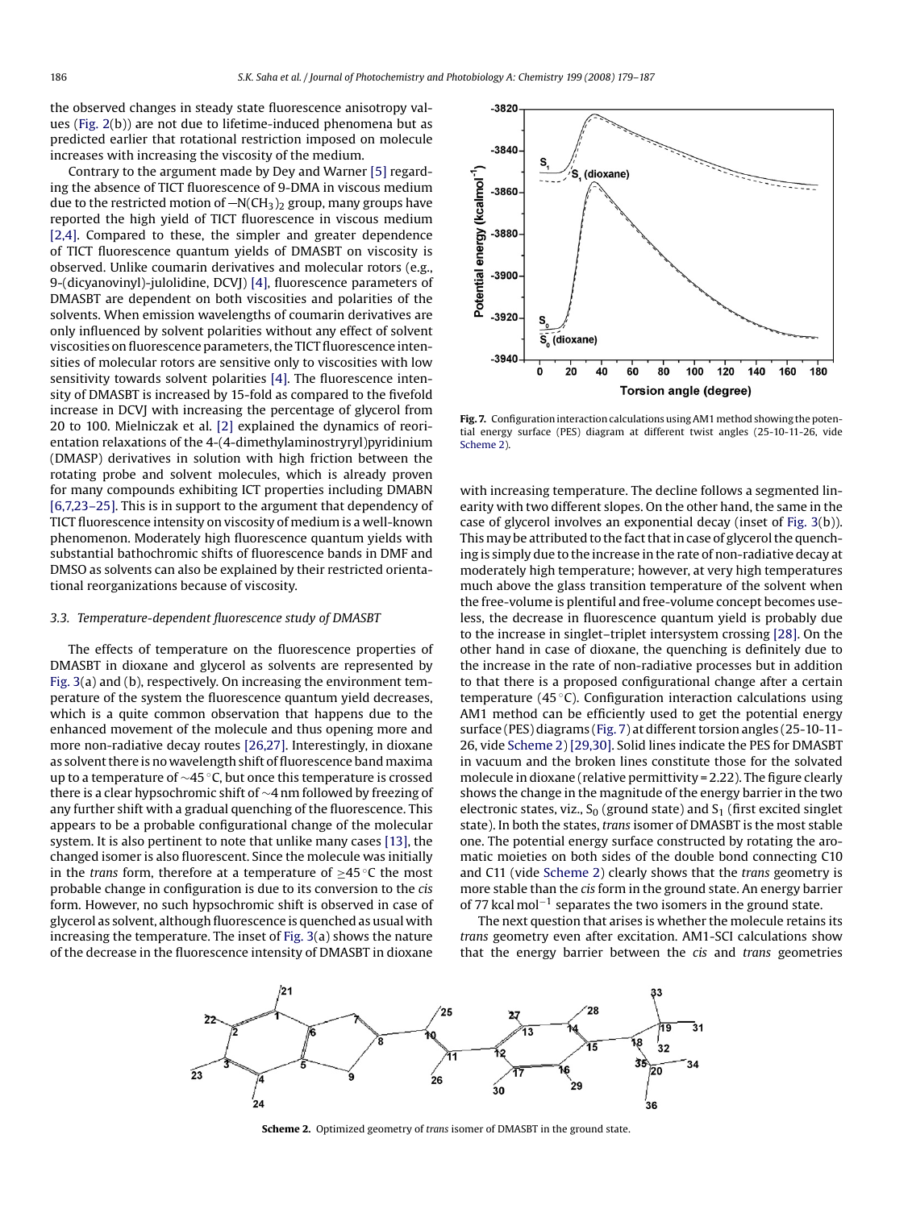the observed changes in steady state fluorescence anisotropy values (Fig. 2(b)) are not due to lifetime-induced phenomena but as predicted earlier that rotational restriction imposed on molecule increases with increasing the viscosity of the medium.

Contrary to the argument made by Dey and Warner [5] regarding the absence of TICT fluorescence of 9-DMA in viscous medium due to the restricted motion of $-N(CH_3)_2$ group, many groups have reported the high yield of TICT fluorescence in viscous medium [2,4]. Compared to these, the simpler and greater dependence of TICT fluorescence quantum yields of DMASBT on viscosity is observed. Unlike coumarin derivatives and molecular rotors (e.g., 9-(dicyanovinyl)-julolidine, DCVJ) [4], fluorescence parameters of DMASBT are dependent on both viscosities and polarities of the solvents. When emission wavelengths of coumarin derivatives are only influenced by solvent polarities without any effect of solvent viscosities on fluorescence parameters, the TICT fluorescence intensities of molecular rotors are sensitive only to viscosities with low sensitivity towards solvent polarities [4]. The fluorescence intensity of DMASBT is increased by 15-fold as compared to the fivefold increase in DCVJ with increasing the percentage of glycerol from 20 to 100. Mielniczak et al. [2] explained the dynamics of reorientation relaxations of the 4-(4-dimethylaminostryryl)pyridinium (DMASP) derivatives in solution with high friction between the rotating probe and solvent molecules, which is already proven for many compounds exhibiting ICT properties including DMABN [6,7,23–25]. This is in support to the argument that dependency of TICT fluorescence intensity on viscosity of medium is a well-known phenomenon. Moderately high fluorescence quantum yields with substantial bathochromic shifts of fluorescence bands in DMF and DMSO as solvents can also be explained by their restricted orientational reorganizations because of viscosity.

### 3.3. Temperature-dependent fluorescence study of DMASBT

The effects of temperature on the fluorescence properties of DMASBT in dioxane and glycerol as solvents are represented by Fig. 3(a) and (b), respectively. On increasing the environment temperature of the system the fluorescence quantum yield decreases, which is a quite common observation that happens due to the enhanced movement of the molecule and thus opening more and more non-radiative decay routes [26,27]. Interestingly, in dioxane as solvent there is no wavelength shift of fluorescence band maxima up to a temperature of ~45 °C, but once this temperature is crossed there is a clear hypsochromic shift of ~4 nm followed by freezing of any further shift with a gradual quenching of the fluorescence. This appears to be a probable configurational change of the molecular system. It is also pertinent to note that unlike many cases [13], the changed isomer is also fluorescent. Since the molecule was initially in the *trans* form, therefore at a temperature of ≥45 °C the most probable change in configuration is due to its conversion to the *cis* form. However, no such hypsochromic shift is observed in case of glycerol as solvent, although fluorescence is quenched as usual with increasing the temperature. The inset of Fig. 3(a) shows the nature of the decrease in the fluorescence intensity of DMASBT in dioxane with increasing temperature. The decline follows a segmented linearity with two different slopes. On the other hand, the same in the case of glycerol involves an exponential decay (inset of Fig. 3(b)). This may be attributed to the fact that in case of glycerol the quenching is simply due to the increase in the rate of non-radiative decay at moderately high temperature; however, at very high temperatures much above the glass transition temperature of the solvent when the free-volume is plentiful and free-volume concept becomes useless, the decrease in fluorescence quantum yield is probably due to the increase in singlet–triplet intersystem crossing [28]. On the other hand in case of dioxane, the quenching is definitely due to the increase in the rate of non-radiative processes but in addition to that there is a proposed configurational change after a certain temperature (45 °C). Configuration interaction calculations using AM1 method can be efficiently used to get the potential energy surface (PES) diagrams (Fig. 7) at different torsion angles (25-10-11-26, vide Scheme 2) [29,30]. Solid lines indicate the PES for DMASBT in vacuum and the broken lines constitute those for the solvated molecule in dioxane (relative permittivity = 2.22). The figure clearly shows the change in the magnitude of the energy barrier in the two electronic states, viz., $S_0$ (ground state) and $S_1$ (first excited singlet state). In both the states, *trans* isomer of DMASBT is the most stable one. The potential energy surface constructed by rotating the aromatic moieties on both sides of the double bond connecting C10 and C11 (vide Scheme 2) clearly shows that the *trans* geometry is more stable than the *cis* form in the ground state. An energy barrier of 77 kcal $mol^{-1}$ separates the two isomers in the ground state.

**Fig. 7.** Configuration interaction calculations using AM1 method showing the potential energy surface (PES) diagram at different twist angles (25-10-11-26, vide Scheme 2).

The next question that arises is whether the molecule retains its *trans* geometry even after excitation. AM1-SCI calculations show that the energy barrier between the *cis* and *trans* geometries

**Scheme 2.** Optimized geometry of *trans* isomer of DMASBT in the ground state.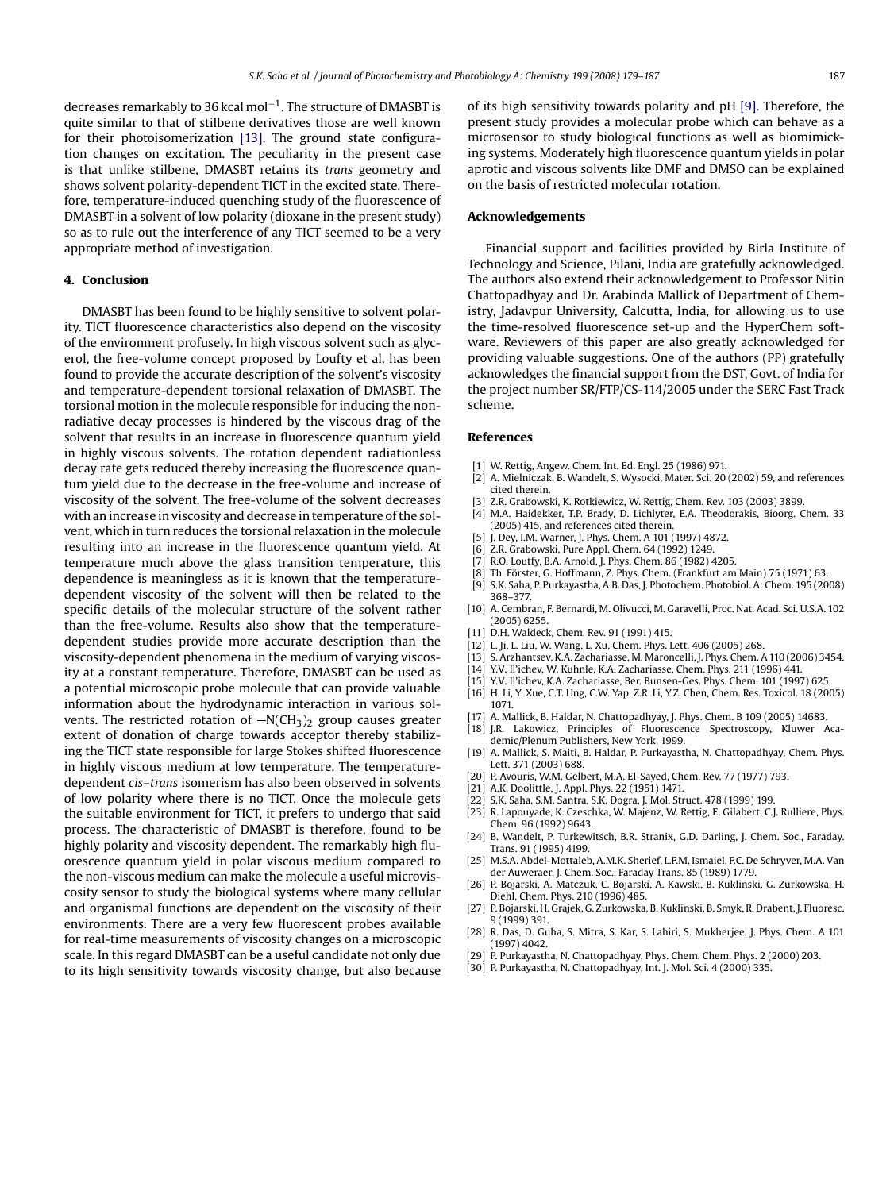decreases remarkably to 36 kcal $mol^{-1}$. The structure of DMASBT is quite similar to that of stilbene derivatives those are well known for their photoisomerization [13]. The ground state configuration changes on excitation. The peculiarity in the present case is that unlike stilbene, DMASBT retains its *trans* geometry and shows solvent polarity-dependent TICT in the excited state. Therefore, temperature-induced quenching study of the fluorescence of DMASBT in a solvent of low polarity (dioxane in the present study) so as to rule out the interference of any TICT seemed to be a very appropriate method of investigation.

## 4. Conclusion

DMASBT has been found to be highly sensitive to solvent polarity. TICT fluorescence characteristics also depend on the viscosity of the environment profusely. In high viscous solvent such as glycerol, the free-volume concept proposed by Loufty et al. has been found to provide the accurate description of the solvent's viscosity and temperature-dependent torsional relaxation of DMASBT. The torsional motion in the molecule responsible for inducing the nonradiative decay processes is hindered by the viscous drag of the solvent that results in an increase in fluorescence quantum yield in highly viscous solvents. The rotation dependent radiationless decay rate gets reduced thereby increasing the fluorescence quantum yield due to the decrease in the free-volume and increase of viscosity of the solvent. The free-volume of the solvent decreases with an increase in viscosity and decrease in temperature of the solvent, which in turn reduces the torsional relaxation in the molecule resulting into an increase in the fluorescence quantum yield. At temperature much above the glass transition temperature, this dependence is meaningless as it is known that the temperature-dependent viscosity of the solvent will then be related to the specific details of the molecular structure of the solvent rather than the free-volume. Results also show that the temperature-dependent studies provide more accurate description than the viscosity-dependent phenomena in the medium of varying viscosity at a constant temperature. Therefore, DMASBT can be used as a potential microscopic probe molecule that can provide valuable information about the hydrodynamic interaction in various solvents. The restricted rotation of $-N(CH_3)_2$ group causes greater extent of donation of charge towards acceptor thereby stabilizing the TICT state responsible for large Stokes shifted fluorescence in highly viscous medium at low temperature. The temperature-dependent *cis*–*trans* isomerism has also been observed in solvents of low polarity where there is no TICT. Once the molecule gets the suitable environment for TICT, it prefers to undergo that said process. The characteristic of DMASBT is therefore, found to be highly polarity and viscosity dependent. The remarkably high fluorescence quantum yield in polar viscous medium compared to the non-viscous medium can make the molecule a useful microviscosity sensor to study the biological systems where many cellular and organismal functions are dependent on the viscosity of their environments. There are a very few fluorescent probes available for real-time measurements of viscosity changes on a microscopic scale. In this regard DMASBT can be a useful candidate not only due to its high sensitivity towards viscosity change, but also because of its high sensitivity towards polarity and pH [9]. Therefore, the present study provides a molecular probe which can behave as a microsensor to study biological functions as well as biomimicking systems. Moderately high fluorescence quantum yields in polar aprotic and viscous solvents like DMF and DMSO can be explained on the basis of restricted molecular rotation.

## Acknowledgements

Financial support and facilities provided by Birla Institute of Technology and Science, Pilani, India are gratefully acknowledged. The authors also extend their acknowledgement to Professor Nitin Chattopadhyay and Dr. Arabinda Mallick of Department of Chemistry, Jadavpur University, Calcutta, India, for allowing us to use the time-resolved fluorescence set-up and the HyperChem software. Reviewers of this paper are also greatly acknowledged for providing valuable suggestions. One of the authors (PP) gratefully acknowledges the financial support from the DST, Govt. of India for the project number SR/FTP/CS-114/2005 under the SERC Fast Track scheme.

## References

[1] W. Rettig, Angew. Chem. Int. Ed. Engl. 25 (1986) 971.
[2] A. Mielniczak, B. Wandelt, S. Wysocki, Mater. Sci. 20 (2002) 59, and references cited therein.
[3] Z.R. Grabowski, K. Rotkiewicz, W. Rettig, Chem. Rev. 103 (2003) 3899.
[4] M.A. Haidekker, T.P. Brady, D. Lichlyter, E.A. Theodorakis, Bioorg. Chem. 33 (2005) 415, and references cited therein.
[5] J. Dey, I.M. Warner, J. Phys. Chem. A 101 (1997) 4872.
[6] Z.R. Grabowski, Pure Appl. Chem. 64 (1992) 1249.
[7] R.O. Loutfy, B.A. Arnold, J. Phys. Chem. 86 (1982) 4205.
[8] Th. Förster, G. Hoffmann, Z. Phys. Chem. (Frankfurt am Main) 75 (1971) 63.
[9] S.K. Saha, P. Purkayastha, A.B. Das, J. Photochem. Photobiol. A: Chem. 195 (2008) 368–377.
[10] A. Cembran, F. Bernardi, M. Olivucci, M. Garavelli, Proc. Nat. Acad. Sci. U.S.A. 102 (2005) 6255.
[11] D.H. Waldeck, Chem. Rev. 91 (1991) 415.
[12] L. Ji, L. Liu, W. Wang, L. Xu, Chem. Phys. Lett. 406 (2005) 268.
[13] S. Arzhantsev, K.A. Zachariasse, M. Maroncelli, J. Phys. Chem. A 110 (2006) 3454.
[14] Y.V. Il'ichev, W. Kuhnle, K.A. Zachariasse, Chem. Phys. 211 (1996) 441.
[15] Y.V. Il'ichev, K.A. Zachariasse, Ber. Bunsen-Ges. Phys. Chem. 101 (1997) 625.
[16] H. Li, Y. Xue, C.T. Ung, C.W. Yap, Z.R. Li, Y.Z. Chen, Chem. Res. Toxicol. 18 (2005) 1071.
[17] A. Mallick, B. Haldar, N. Chattopadhyay, J. Phys. Chem. B 109 (2005) 14683.
[18] J.R. Lakowicz, Principles of Fluorescence Spectroscopy, Kluwer Academic/Plenum Publishers, New York, 1999.
[19] A. Mallick, S. Maiti, B. Haldar, P. Purkayastha, N. Chattopadhyay, Chem. Phys. Lett. 371 (2003) 688.
[20] P. Avouris, W.M. Gelbert, M.A. El-Sayed, Chem. Rev. 77 (1977) 793.
[21] A.K. Doolittle, J. Appl. Phys. 22 (1951) 1471.
[22] S.K. Saha, S.M. Santra, S.K. Dogra, J. Mol. Struct. 478 (1999) 199.
[23] R. Lapouyade, K. Czeschka, W. Majenz, W. Rettig, E. Gilabert, C.J. Rulliere, Phys. Chem. 96 (1992) 9643.
[24] B. Wandelt, P. Turkewitsch, B.R. Stranix, G.D. Darling, J. Chem. Soc., Faraday Trans. 91 (1995) 4199.
[25] M.S.A. Abdel-Mottaleb, A.M.K. Sherief, L.F.M. Ismaiel, F.C. De Schryver, M.A. Van der Auweraer, J. Chem. Soc., Faraday Trans. 85 (1989) 1779.
[26] P. Bojarski, A. Matczuk, C. Bojarski, A. Kawski, B. Kuklinski, G. Zurkowska, H. Diehl, Chem. Phys. 210 (1996) 485.
[27] P. Bojarski, H. Grajek, G. Zurkowska, B. Kuklinski, B. Smyk, R. Drabent, J. Fluoresc. 9 (1999) 391.
[28] R. Das, D. Guha, S. Mitra, S. Kar, S. Lahiri, S. Mukherjee, J. Phys. Chem. A 101 (1997) 4042.
[29] P. Purkayastha, N. Chattopadhyay, Phys. Chem. Chem. Phys. 2 (2000) 203.
[30] P. Purkayastha, N. Chattopadhyay, Int. J. Mol. Sci. 4 (2000) 335.